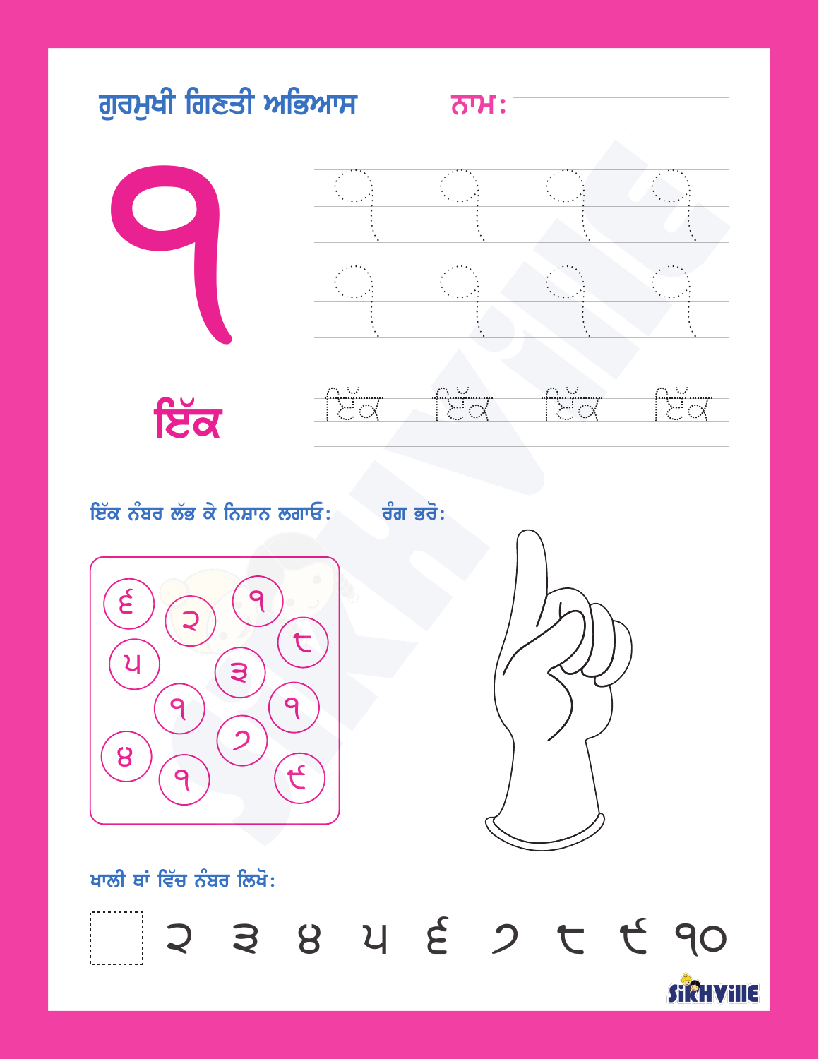# ਗੁਰਮੁਖੀ ਗਿਣਤੀ ਅਭਿਆਸ

**ਨਾਮ:** ______________________

# ੧

## ਇੱਕ

੧ ੧ ੧ ੧

੧ ੧ ੧ ੧

ਇੱਕ ਇੱਕ ਇੱਕ ਇੱਕ

**ਇੱਕ ਨੰਬਰ ਲੱਭ ਕੇ ਨਿਸ਼ਾਨ ਲਗਾਓ:**

੬ ੨ ੧ ੮ ੫ ੩ ੧ ੧ ੭ ੪ ੧ ੯

**ਰੰਗ ਭਰੋ:**

**ਖਾਲੀ ਥਾਂ ਵਿੱਚ ਨੰਬਰ ਲਿਖੋ:**

☐ ੨ ੩ ੪ ੫ ੬ ੭ ੮ ੯ ੧੦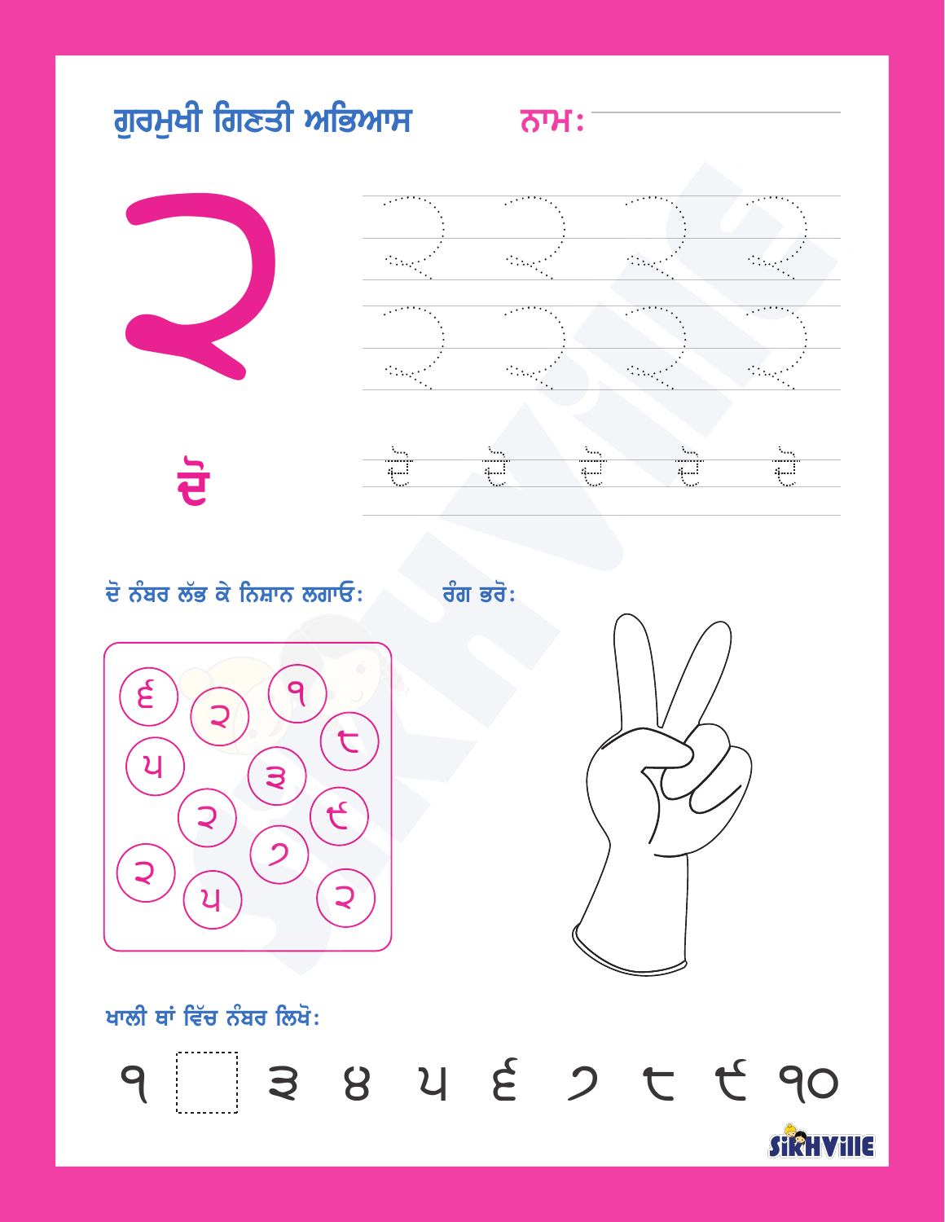# ਗੁਰਮੁਖੀ ਗਿਣਤੀ ਅਭਿਆਸ

**ਨਾਮ:** ____________________

# ੨

## ਦੋ

ਦੋ ਨੰਬਰ ਲੱਭ ਕੇ ਨਿਸ਼ਾਨ ਲਗਾਓ:

੬ ੨ ੧ ੮ ੫ ੩ ੨ ੯ ੭ ੨ ੫ ੨

ਰੰਗ ਭਰੋ:

ਖਾਲੀ ਥਾਂ ਵਿੱਚ ਨੰਬਰ ਲਿਖੋ:

੧ [ ] ੩ ੪ ੫ ੬ ੭ ੮ ੯ ੧੦

SIKHVILLE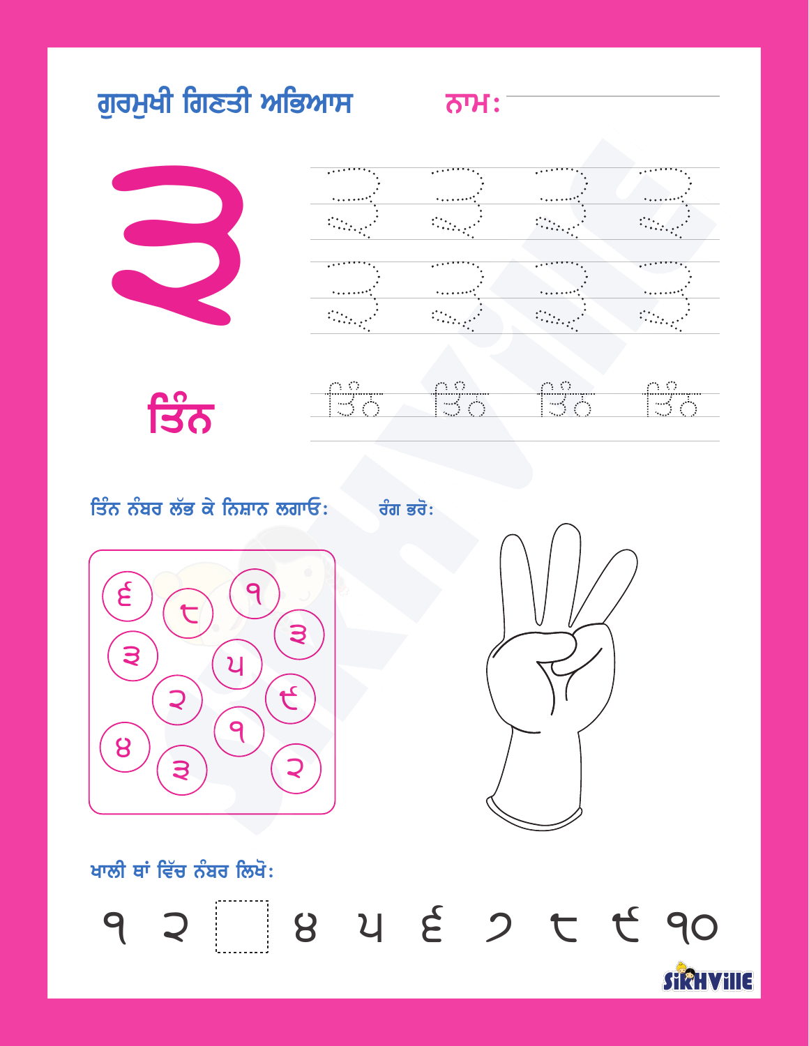# ਗੁਰਮੁਖੀ ਗਿਣਤੀ ਅਭਿਆਸ

**ਨਾਮ:** ______________________

# ੩

ੑ੩ ੩ ੩ ੩

੩ ੩ ੩ ੩

## ਤਿੰਨ

ਤਿੰਨ ਤਿੰਨ ਤਿੰਨ ਤਿੰਨ

**ਤਿੰਨ ਨੰਬਰ ਲੱਭ ਕੇ ਨਿਸ਼ਾਨ ਲਗਾਓ:**

੬ ੮ ੧ ੩ ੩ ੫ ੨ ੯ ੧ ੪ ੩ ੨

**ਰੰਗ ਭਰੋ:**

**ਖਾਲੀ ਥਾਂ ਵਿੱਚ ਨੰਬਰ ਲਿਖੋ:**

੧ ੨ ☐ ੪ ੫ ੬ ੭ ੮ ੯ ੧੦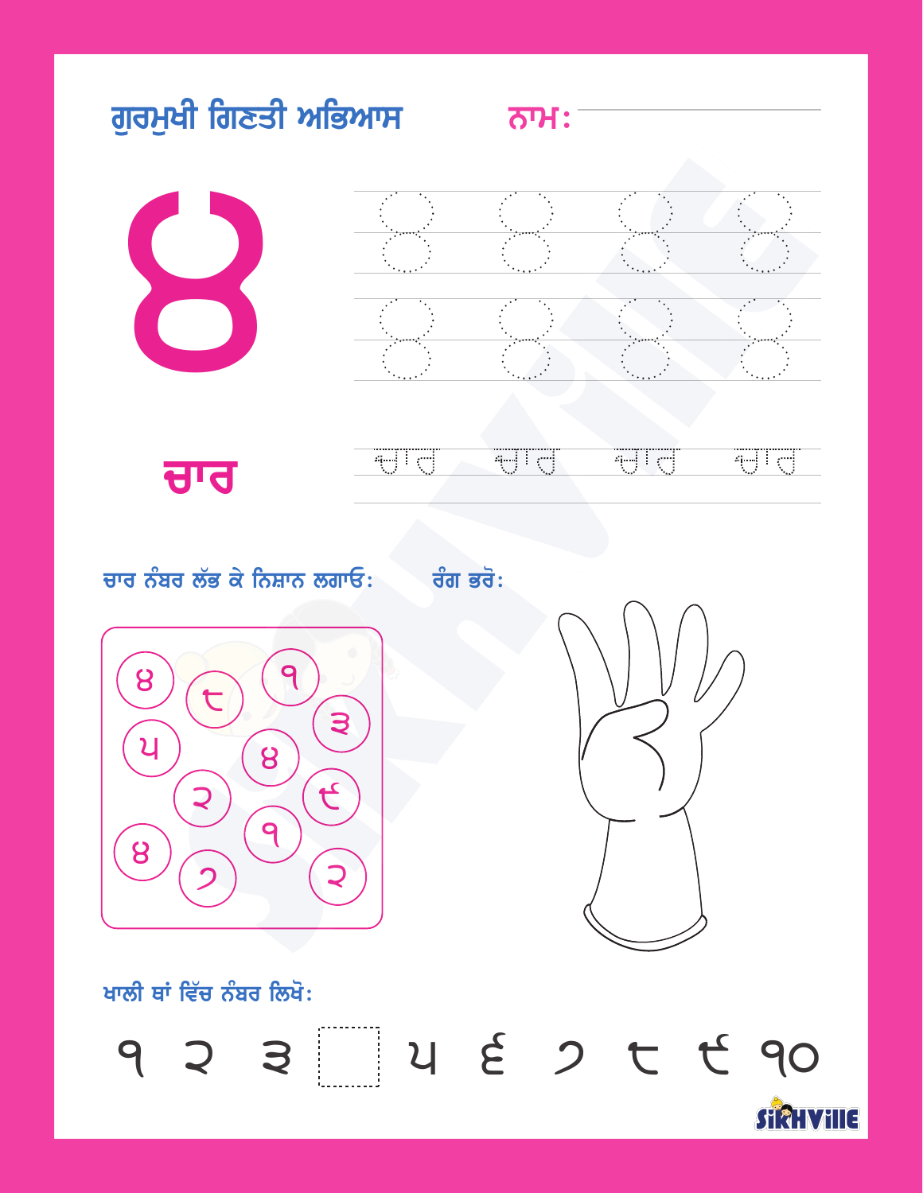# ਗੁਰਮੁਖੀ ਗਿਣਤੀ ਅਭਿਆਸ

ਨਾਮ: ____________________

# ੪

## ਚਾਰ

ਚਾਰ ਚਾਰ ਚਾਰ ਚਾਰ

ਚਾਰ ਨੰਬਰ ਲੱਭ ਕੇ ਨਿਸ਼ਾਨ ਲਗਾਓ:

੪ ੮ ੧ ੩ ੫ ੪ ੨ ੯ ੪ ੧ ੭ ੨

ਰੰਗ ਭਰੋ:

ਖਾਲੀ ਥਾਂ ਵਿੱਚ ਨੰਬਰ ਲਿਖੋ:

੧ ੨ ੩ ☐ ੫ ੬ ੭ ੮ ੯ ੧੦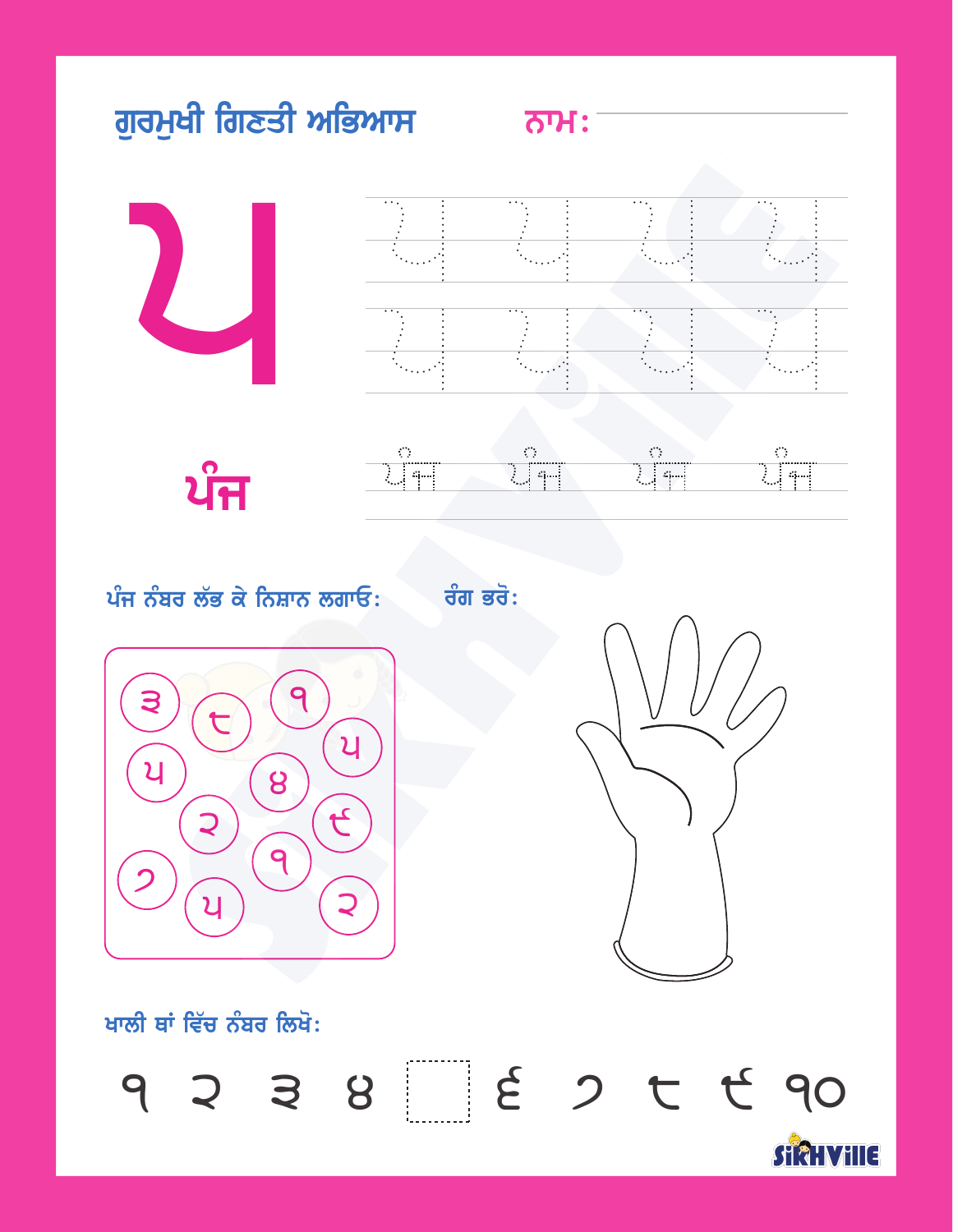# ਗੁਰਮੁਖੀ ਗਿਣਤੀ ਅਭਿਆਸ

**ਨਾਮ:** ____________________

# ੫

ਪੰਜ

ਪੰਜ ਪੰਜ ਪੰਜ ਪੰਜ

**ਪੰਜ ਨੰਬਰ ਲੱਭ ਕੇ ਨਿਸ਼ਾਨ ਲਗਾਓ:**

੩ ੮ ੧ ੫ ੫ ੪ ੨ ੯ ੧ ੭ ੫ ੨

**ਰੰਗ ਭਰੋ:**

**ਖਾਲੀ ਥਾਂ ਵਿੱਚ ਨੰਬਰ ਲਿਖੋ:**

੧ ੨ ੩ ੪ ☐ ੬ ੭ ੮ ੯ ੧੦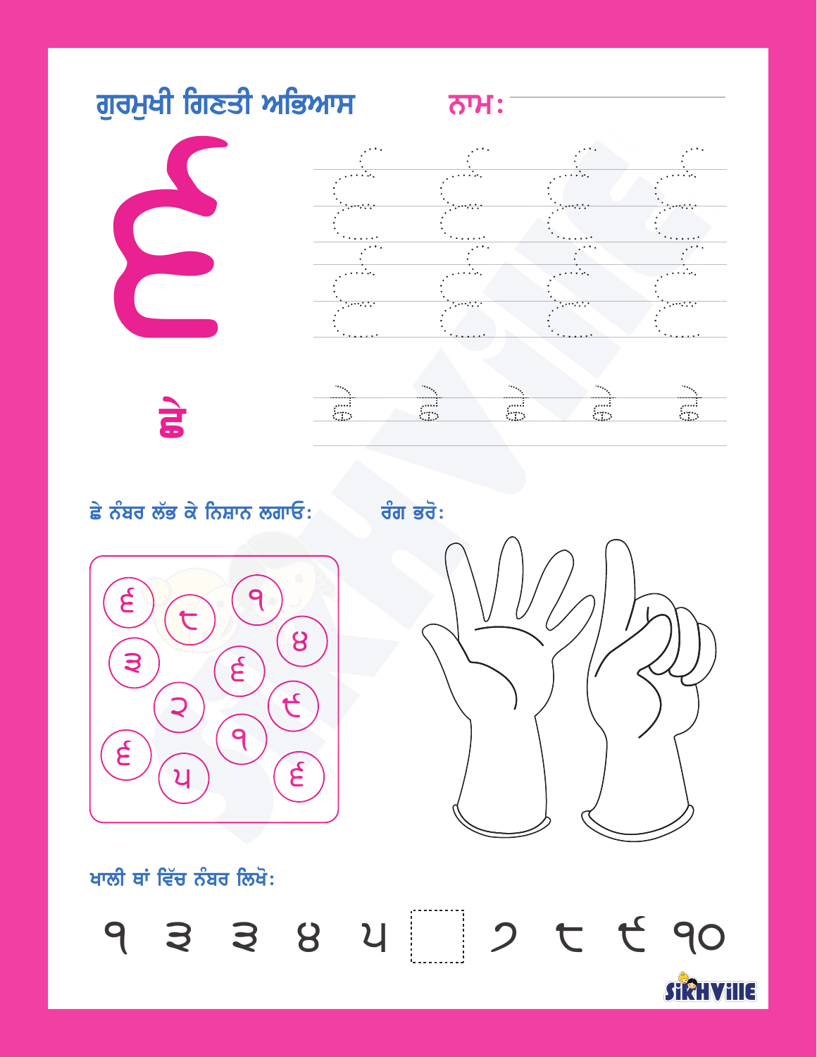# ਗੁਰਮੁਖੀ ਗਿਣਤੀ ਅਭਿਆਸ

**ਨਾਮ:** ______________________

# ੬

**ਛੇ**

ਛੇ ਨੰਬਰ ਲੱਭ ਕੇ ਨਿਸ਼ਾਨ ਲਗਾਓ:

੬ ੮ ੧ ੪ ੩ ੬ ੨ ੯ ੬ ੧ ੫ ੬

ਰੰਗ ਭਰੋ:

ਖਾਲੀ ਥਾਂ ਵਿੱਚ ਨੰਬਰ ਲਿਖੋ:

੧ ੨ ੩ ੪ ੫ ☐ ੭ ੮ ੯ ੧੦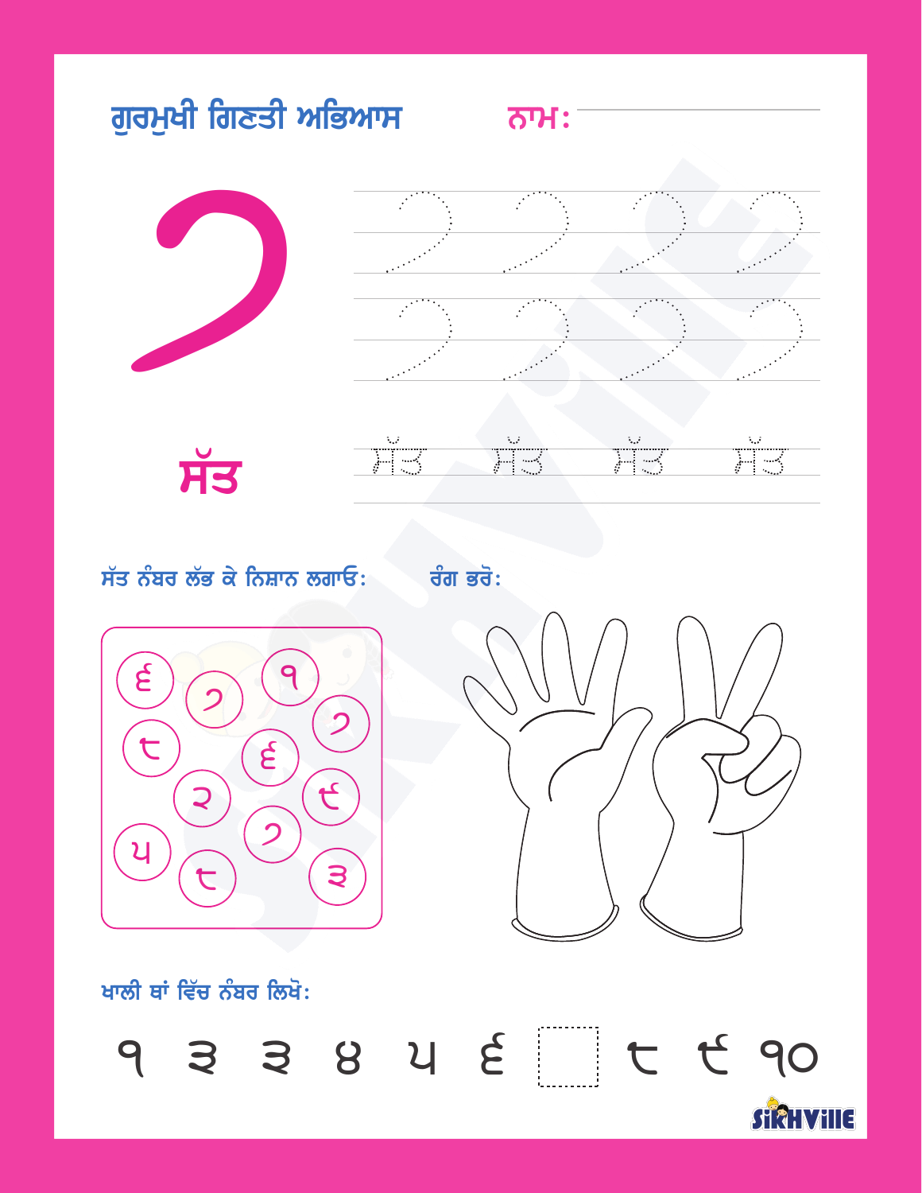# ਗੁਰਮੁਖੀ ਗਿਣਤੀ ਅਭਿਆਸ

**ਨਾਮ:** ______________________

## ੭

## ਸੱਤ

ੇ ੭ ੭ ੭ ੭

੭ ੭ ੭ ੭

ਸੱਤ ਸੱਤ ਸੱਤ ਸੱਤ

**ਸੱਤ ਨੰਬਰ ਲੱਭ ਕੇ ਨਿਸ਼ਾਨ ਲਗਾਓ:**

੬ ੭ ੧ ੭ ੮ ੬ ੨ ੯ ੭ ੫ ੮ ੩

**ਰੰਗ ਭਰੋ:**

**ਖਾਲੀ ਥਾਂ ਵਿੱਚ ਨੰਬਰ ਲਿਖੋ:**

੧ ੨ ੩ ੪ ੫ ੬ ☐ ੮ ੯ ੧੦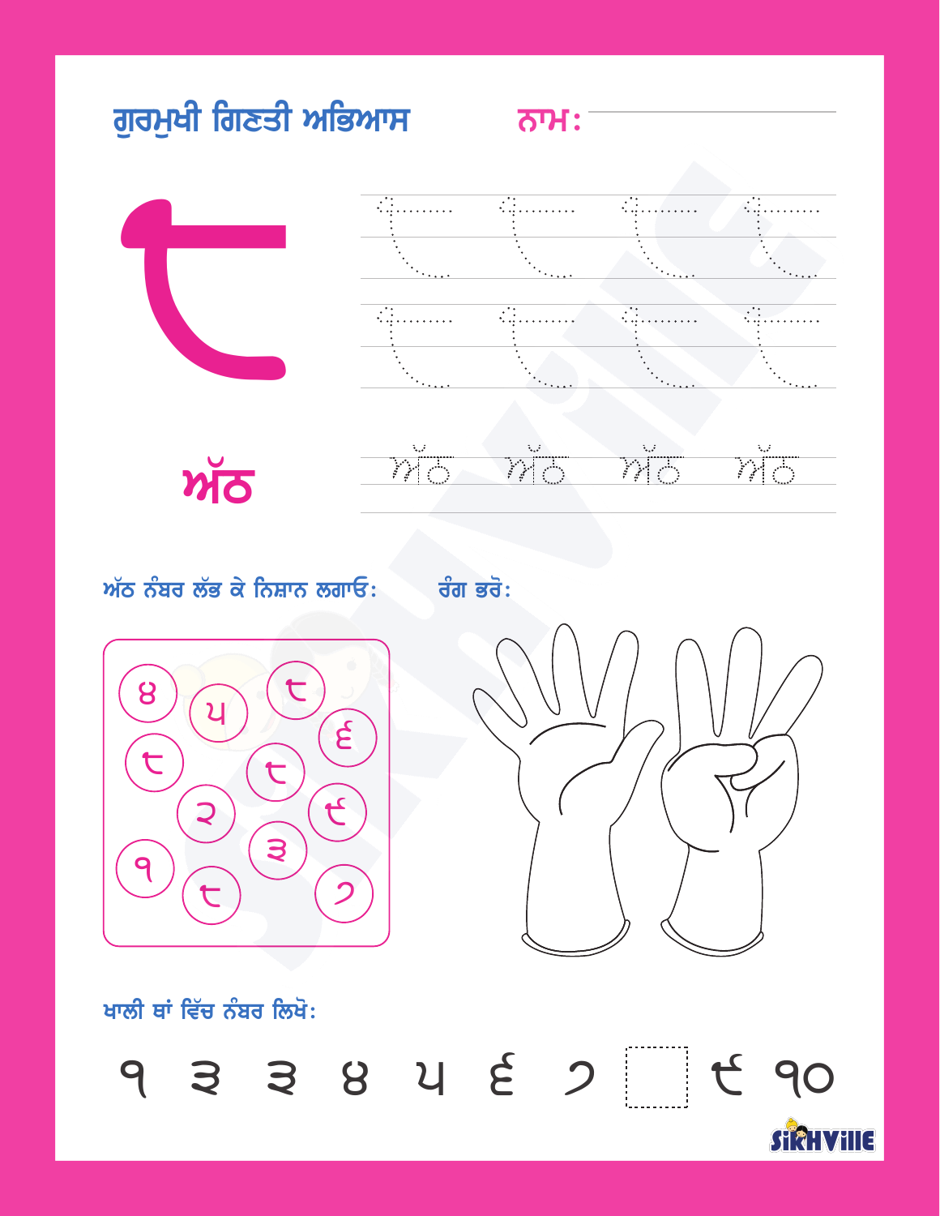# ਗੁਰਮੁਖੀ ਗਿਣਤੀ ਅਭਿਆਸ

ਨਾਮ:

੮

ਅੱਠ

ਅੱਠ ਅੱਠ ਅੱਠ ਅੱਠ

ਅੱਠ ਨੰਬਰ ਲੱਭ ਕੇ ਨਿਸ਼ਾਨ ਲਗਾਓ:

੪ ੫ ੮ ੬ ੮ ੮ ੨ ੯ ੩ ੧ ੮ ੭

ਰੰਗ ਭਰੋ:

ਖਾਲੀ ਥਾਂ ਵਿੱਚ ਨੰਬਰ ਲਿਖੋ:

੧ ੨ ੩ ੪ ੫ ੬ ੭ ___ ੯ ੧੦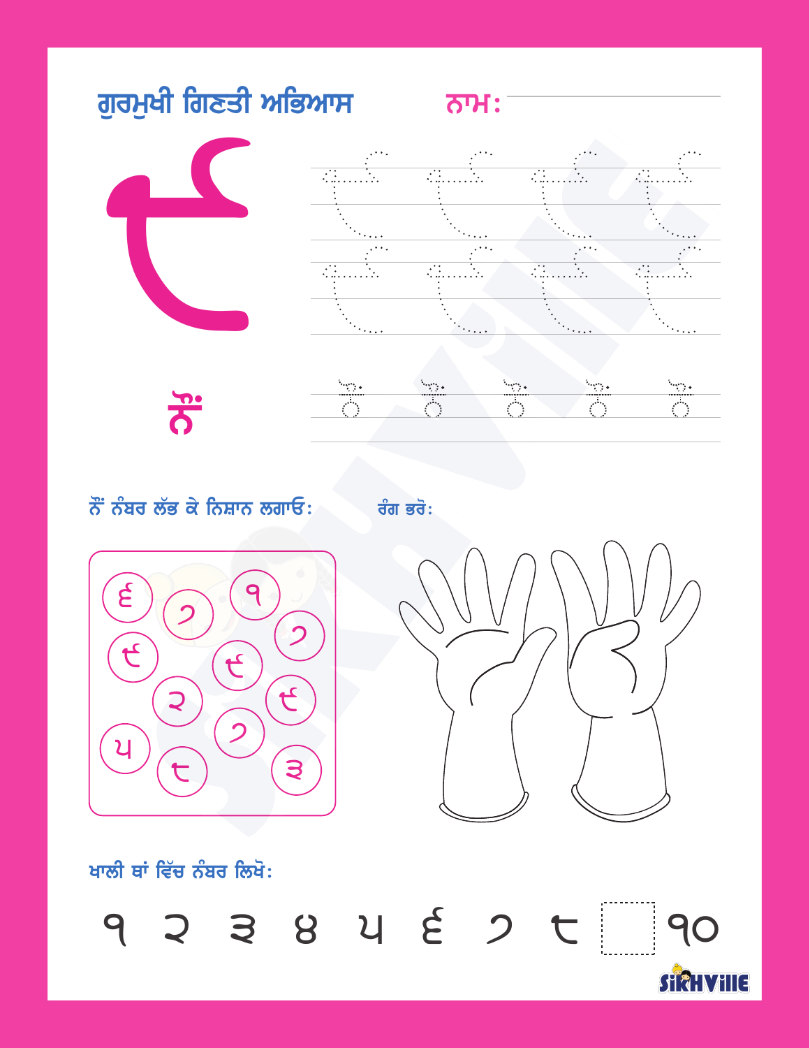# ਗੁਰਮੁਖੀ ਗਿਣਤੀ ਅਭਿਆਸ

**ਨਾਮ:** ____________________

# ੯

**ਨੌਂ**

**ਨੌਂ ਨੰਬਰ ਲੱਭ ਕੇ ਨਿਸ਼ਾਨ ਲਗਾਓ:**

੬ ੭ ੧ ੭ ੯ ੯ ੨ ੯ ੭ ੫ ੮ ੩

**ਰੰਗ ਭਰੋ:**

**ਖਾਲੀ ਥਾਂ ਵਿੱਚ ਨੰਬਰ ਲਿਖੋ:**

੧ ੨ ੩ ੪ ੫ ੬ ੭ ੮ ☐ ੧੦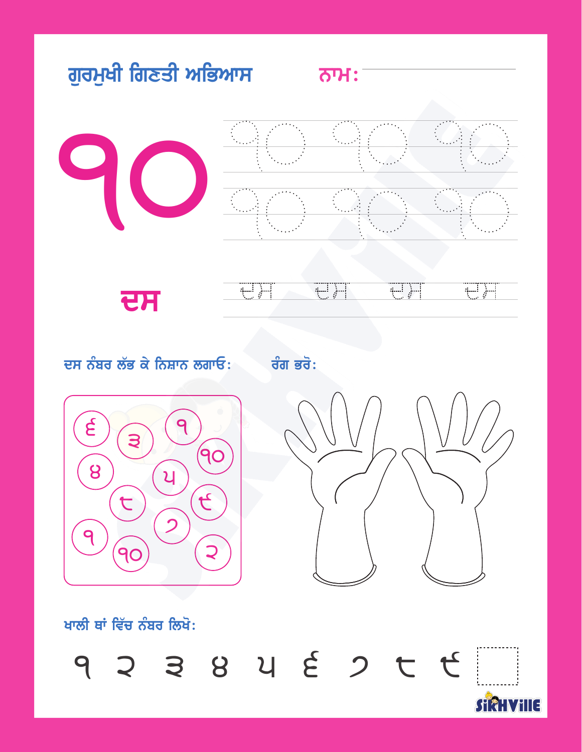# ਗੁਰਮੁਖੀ ਗਿਣਤੀ ਅਭਿਆਸ

**ਨਾਮ:** ____________________

# ੧੦

੧੦ ੧੦ ੧੦

੧੦ ੧੦ ੧੦

## ਦਸ

ਦਸ ਦਸ ਦਸ ਦਸ

**ਦਸ ਨੰਬਰ ਲੱਭ ਕੇ ਨਿਸ਼ਾਨ ਲਗਾਓ:**

੬ ੩ ੧ ੧੦ ੪ ੫ ੮ ੯ ੭ ੧ ੧੦ ੨

**ਰੰਗ ਭਰੋ:**

**ਖਾਲੀ ਥਾਂ ਵਿੱਚ ਨੰਬਰ ਲਿਖੋ:**

੧ ੨ ੩ ੪ ੫ ੬ ੭ ੮ ੯ ☐